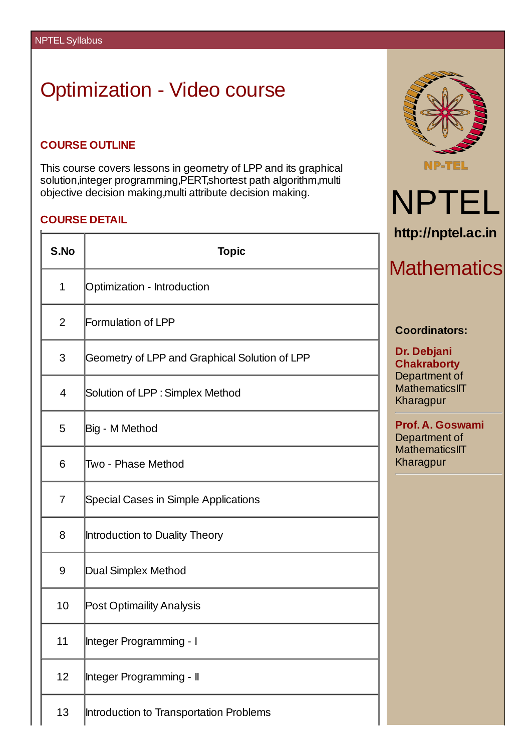# Optimization - Video course

## COURSE OUTLINE

This course covers lessons in geometry of LPP and its graphical solution,integer programming,PERT,shortest path algorithm,multi objective decision making,multi attribute decision making.

## COURSE DETAIL

| S.No | Topic |
|---|---|
| 1 | Optimization - Introduction |
| 2 | Formulation of LPP |
| 3 | Geometry of LPP and Graphical Solution of LPP |
| 4 | Solution of LPP : Simplex Method |
| 5 | Big - M Method |
| 6 | Two - Phase Method |
| 7 | Special Cases in Simple Applications |
| 8 | Introduction to Duality Theory |
| 9 | Dual Simplex Method |
| 10 | Post Optimaility Analysis |
| 11 | Integer Programming - I |
| 12 | Integer Programming - II |
| 13 | Introduction to Transportation Problems |

NP-TEL

NPTEL

**http://nptel.ac.in**

Mathematics

**Coordinators:**

**Dr. Debjani Chakraborty**
Department of MathematicsIIT Kharagpur

**Prof. A. Goswami**
Department of MathematicsIIT Kharagpur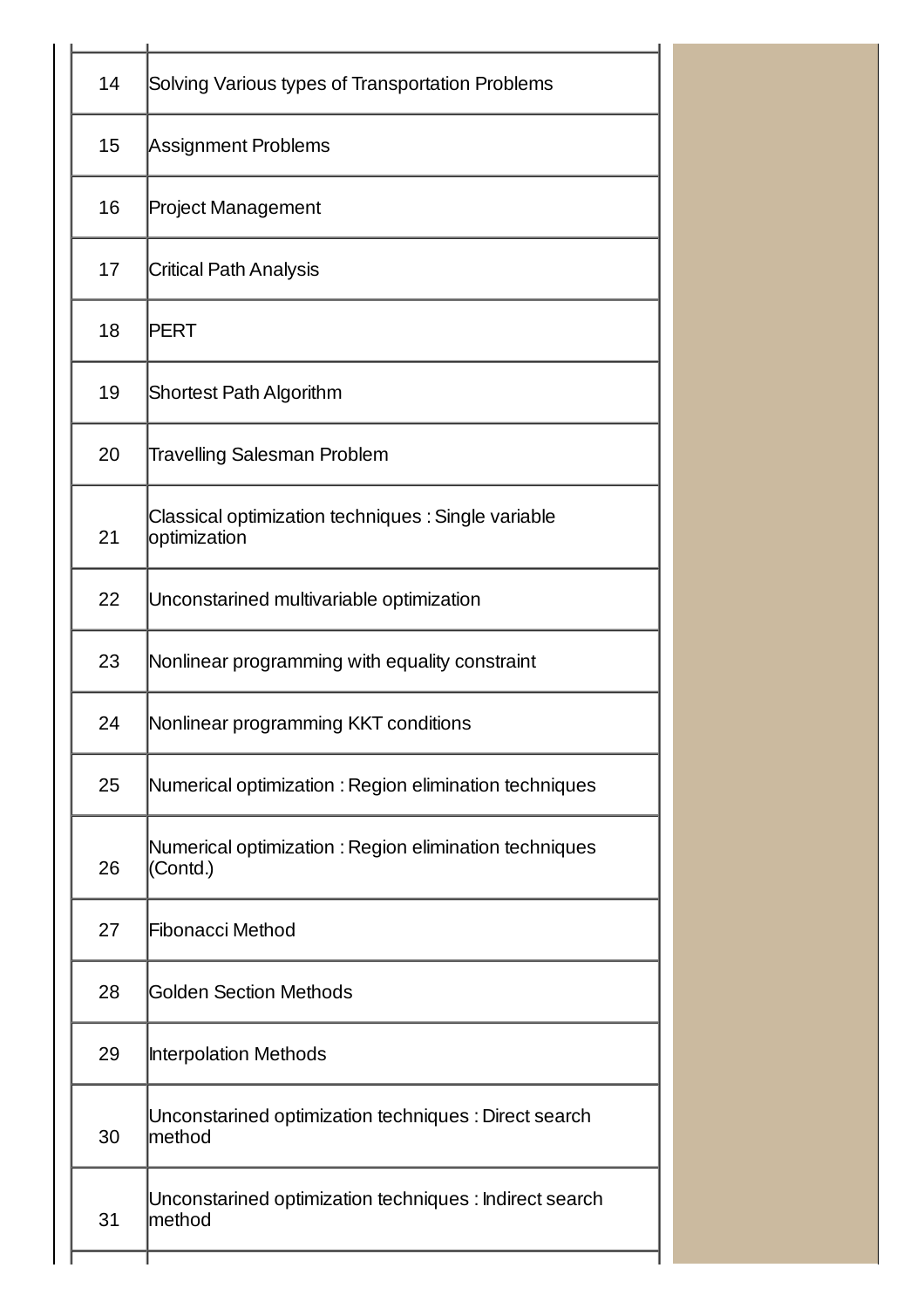| | |
|---|---|
| 14 | Solving Various types of Transportation Problems |
| 15 | Assignment Problems |
| 16 | Project Management |
| 17 | Critical Path Analysis |
| 18 | PERT |
| 19 | Shortest Path Algorithm |
| 20 | Travelling Salesman Problem |
| 21 | Classical optimization techniques : Single variable optimization |
| 22 | Unconstarined multivariable optimization |
| 23 | Nonlinear programming with equality constraint |
| 24 | Nonlinear programming KKT conditions |
| 25 | Numerical optimization : Region elimination techniques |
| 26 | Numerical optimization : Region elimination techniques (Contd.) |
| 27 | Fibonacci Method |
| 28 | Golden Section Methods |
| 29 | Interpolation Methods |
| 30 | Unconstarined optimization techniques : Direct search method |
| 31 | Unconstarined optimization techniques : Indirect search method |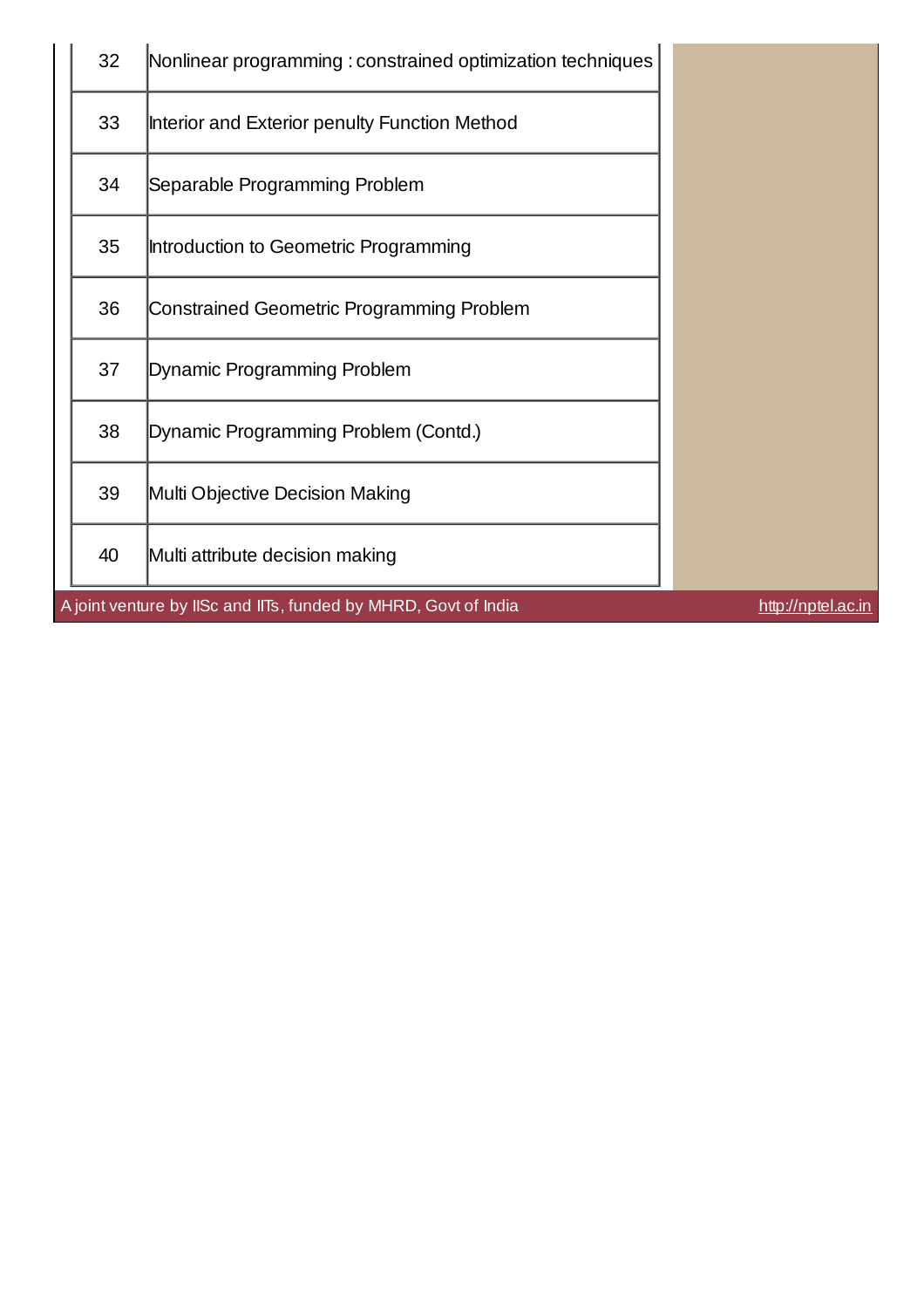| | |
|---|---|
| 32 | Nonlinear programming : constrained optimization techniques |
| 33 | Interior and Exterior penulty Function Method |
| 34 | Separable Programming Problem |
| 35 | Introduction to Geometric Programming |
| 36 | Constrained Geometric Programming Problem |
| 37 | Dynamic Programming Problem |
| 38 | Dynamic Programming Problem (Contd.) |
| 39 | Multi Objective Decision Making |
| 40 | Multi attribute decision making |

A joint venture by IISc and IITs, funded by MHRD, Govt of India http://nptel.ac.in